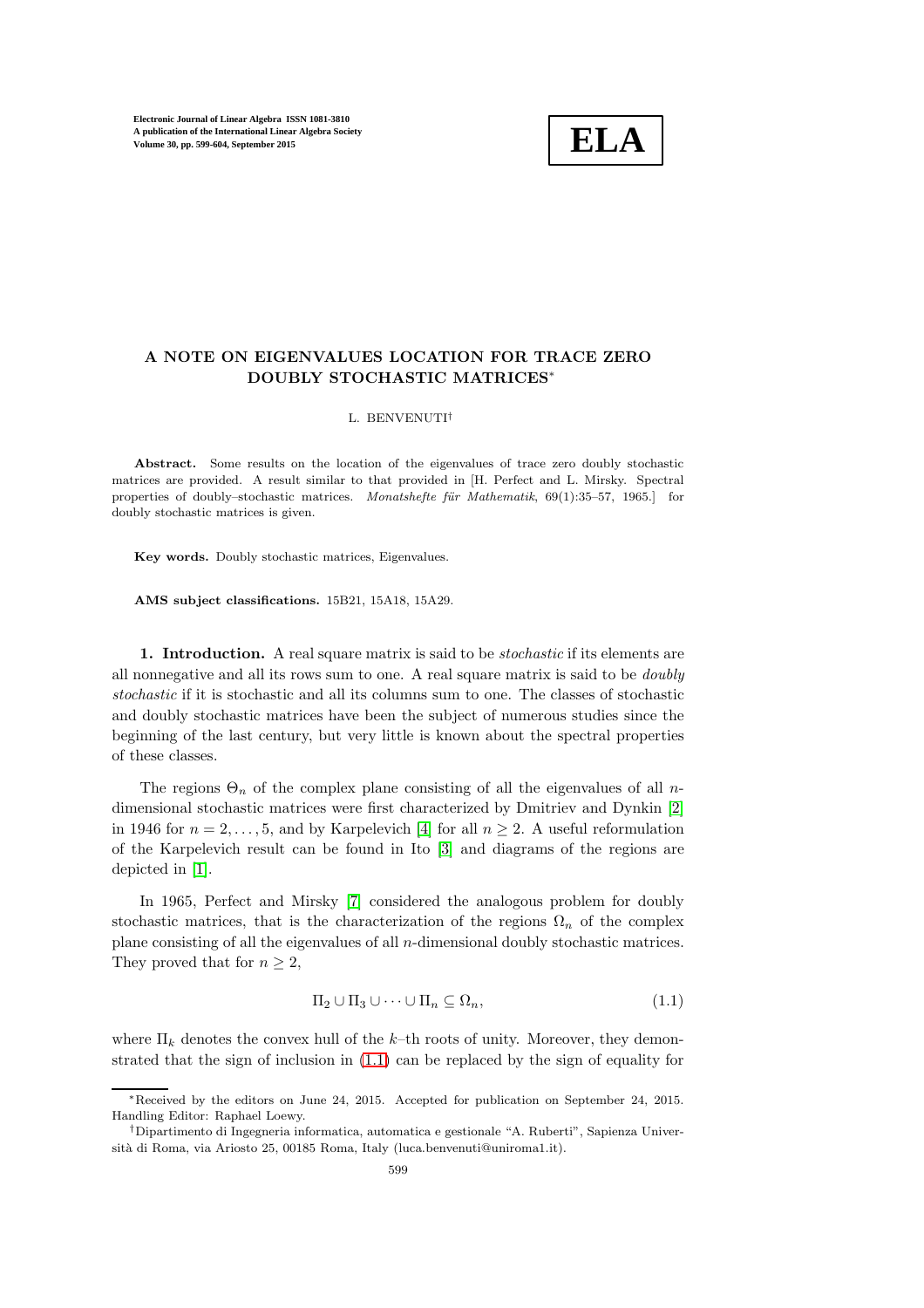# A NOTE ON EIGENVALUES LOCATION FOR TRACE ZERO DOUBLY STOCHASTIC MATRICES*

L. BENVENUTI†

**Abstract.** Some results on the location of the eigenvalues of trace zero doubly stochastic matrices are provided. A result similar to that provided in [H. Perfect and L. Mirsky. Spectral properties of doubly–stochastic matrices. *Monatshefte für Mathematik*, 69(1):35–57, 1965.] for doubly stochastic matrices is given.

**Key words.** Doubly stochastic matrices, Eigenvalues.

**AMS subject classifications.** 15B21, 15A18, 15A29.

## 1. Introduction.

A real square matrix is said to be *stochastic* if its elements are all nonnegative and all its rows sum to one. A real square matrix is said to be *doubly stochastic* if it is stochastic and all its columns sum to one. The classes of stochastic and doubly stochastic matrices have been the subject of numerous studies since the beginning of the last century, but very little is known about the spectral properties of these classes.

The regions $\Theta_n$ of the complex plane consisting of all the eigenvalues of all $n$-dimensional stochastic matrices were first characterized by Dmitriev and Dynkin [2] in 1946 for $n = 2, \ldots, 5$, and by Karpelevich [4] for all $n \geq 2$. A useful reformulation of the Karpelevich result can be found in Ito [3] and diagrams of the regions are depicted in [1].

In 1965, Perfect and Mirsky [7] considered the analogous problem for doubly stochastic matrices, that is the characterization of the regions $\Omega_n$ of the complex plane consisting of all the eigenvalues of all $n$-dimensional doubly stochastic matrices. They proved that for $n \geq 2$,

$$\Pi_2 \cup \Pi_3 \cup \cdots \cup \Pi_n \subseteq \Omega_n, \tag{1.1}$$

where $\Pi_k$ denotes the convex hull of the $k$–th roots of unity. Moreover, they demonstrated that the sign of inclusion in (1.1) can be replaced by the sign of equality for

---

*Received by the editors on June 24, 2015. Accepted for publication on September 24, 2015. Handling Editor: Raphael Loewy.

†Dipartimento di Ingegneria informatica, automatica e gestionale "A. Ruberti", Sapienza Università di Roma, via Ariosto 25, 00185 Roma, Italy (luca.benvenuti@uniroma1.it).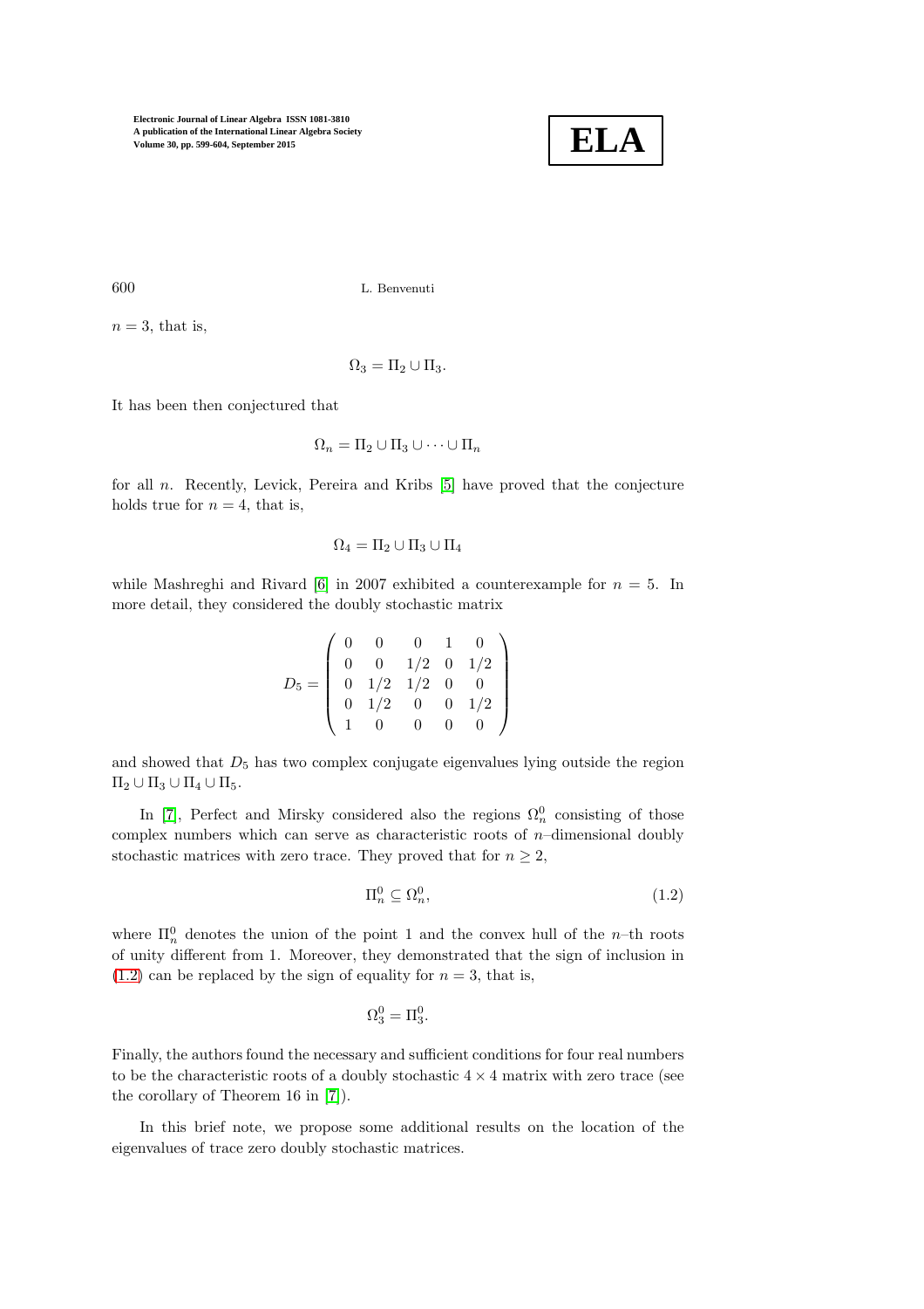$n = 3$, that is,

$$\Omega_3 = \Pi_2 \cup \Pi_3.$$

It has been then conjectured that

$$\Omega_n = \Pi_2 \cup \Pi_3 \cup \cdots \cup \Pi_n$$

for all $n$. Recently, Levick, Pereira and Kribs [5] have proved that the conjecture holds true for $n = 4$, that is,

$$\Omega_4 = \Pi_2 \cup \Pi_3 \cup \Pi_4$$

while Mashreghi and Rivard [6] in 2007 exhibited a counterexample for $n = 5$. In more detail, they considered the doubly stochastic matrix

$$D_5 = \begin{pmatrix} 0 & 0 & 0 & 1 & 0 \\ 0 & 0 & 1/2 & 0 & 1/2 \\ 0 & 1/2 & 1/2 & 0 & 0 \\ 0 & 1/2 & 0 & 0 & 1/2 \\ 1 & 0 & 0 & 0 & 0 \end{pmatrix}$$

and showed that $D_5$ has two complex conjugate eigenvalues lying outside the region $\Pi_2 \cup \Pi_3 \cup \Pi_4 \cup \Pi_5$.

In [7], Perfect and Mirsky considered also the regions $\Omega_n^0$ consisting of those complex numbers which can serve as characteristic roots of $n$–dimensional doubly stochastic matrices with zero trace. They proved that for $n \geq 2$,

$$\Pi_n^0 \subseteq \Omega_n^0, \tag{1.2}$$

where $\Pi_n^0$ denotes the union of the point 1 and the convex hull of the $n$–th roots of unity different from 1. Moreover, they demonstrated that the sign of inclusion in (1.2) can be replaced by the sign of equality for $n = 3$, that is,

$$\Omega_3^0 = \Pi_3^0.$$

Finally, the authors found the necessary and sufficient conditions for four real numbers to be the characteristic roots of a doubly stochastic $4 \times 4$ matrix with zero trace (see the corollary of Theorem 16 in [7]).

In this brief note, we propose some additional results on the location of the eigenvalues of trace zero doubly stochastic matrices.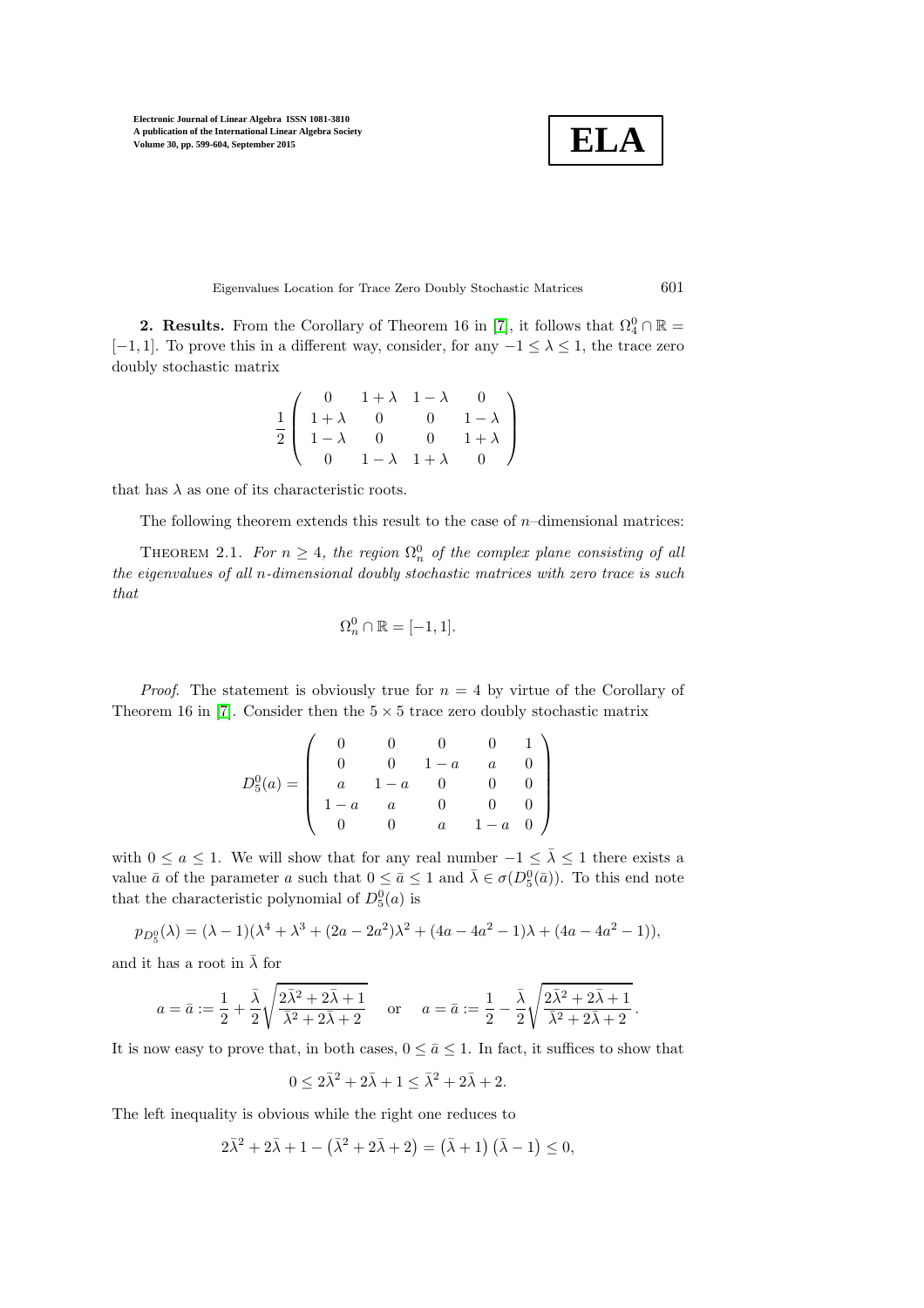**2. Results.** From the Corollary of Theorem 16 in [7], it follows that $\Omega_4^0 \cap \mathbb{R} = [-1,1]$. To prove this in a different way, consider, for any $-1 \leq \lambda \leq 1$, the trace zero doubly stochastic matrix

$$\frac{1}{2}\begin{pmatrix} 0 & 1+\lambda & 1-\lambda & 0 \\ 1+\lambda & 0 & 0 & 1-\lambda \\ 1-\lambda & 0 & 0 & 1+\lambda \\ 0 & 1-\lambda & 1+\lambda & 0 \end{pmatrix}$$

that has $\lambda$ as one of its characteristic roots.

The following theorem extends this result to the case of $n$–dimensional matrices:

THEOREM 2.1. *For $n \geq 4$, the region $\Omega_n^0$ of the complex plane consisting of all the eigenvalues of all $n$-dimensional doubly stochastic matrices with zero trace is such that*

$$\Omega_n^0 \cap \mathbb{R} = [-1,1].$$

*Proof.* The statement is obviously true for $n = 4$ by virtue of the Corollary of Theorem 16 in [7]. Consider then the $5 \times 5$ trace zero doubly stochastic matrix

$$D_5^0(a) = \begin{pmatrix} 0 & 0 & 0 & 0 & 1 \\ 0 & 0 & 1-a & a & 0 \\ a & 1-a & 0 & 0 & 0 \\ 1-a & a & 0 & 0 & 0 \\ 0 & 0 & a & 1-a & 0 \end{pmatrix}$$

with $0 \leq a \leq 1$. We will show that for any real number $-1 \leq \bar{\lambda} \leq 1$ there exists a value $\bar{a}$ of the parameter $a$ such that $0 \leq \bar{a} \leq 1$ and $\bar{\lambda} \in \sigma(D_5^0(\bar{a}))$. To this end note that the characteristic polynomial of $D_5^0(a)$ is

$$p_{D_5^0}(\lambda) = (\lambda - 1)(\lambda^4 + \lambda^3 + (2a - 2a^2)\lambda^2 + (4a - 4a^2 - 1)\lambda + (4a - 4a^2 - 1)),$$

and it has a root in $\bar{\lambda}$ for

$$a = \bar{a} := \frac{1}{2} + \frac{\bar{\lambda}}{2}\sqrt{\frac{2\bar{\lambda}^2 + 2\bar{\lambda} + 1}{\bar{\lambda}^2 + 2\bar{\lambda} + 2}} \quad \text{or} \quad a = \bar{a} := \frac{1}{2} - \frac{\bar{\lambda}}{2}\sqrt{\frac{2\bar{\lambda}^2 + 2\bar{\lambda} + 1}{\bar{\lambda}^2 + 2\bar{\lambda} + 2}}\,.$$

It is now easy to prove that, in both cases, $0 \leq \bar{a} \leq 1$. In fact, it suffices to show that

$$0 \leq 2\bar{\lambda}^2 + 2\bar{\lambda} + 1 \leq \bar{\lambda}^2 + 2\bar{\lambda} + 2.$$

The left inequality is obvious while the right one reduces to

$$2\bar{\lambda}^2 + 2\bar{\lambda} + 1 - \left(\bar{\lambda}^2 + 2\bar{\lambda} + 2\right) = \left(\bar{\lambda} + 1\right)\left(\bar{\lambda} - 1\right) \leq 0,$$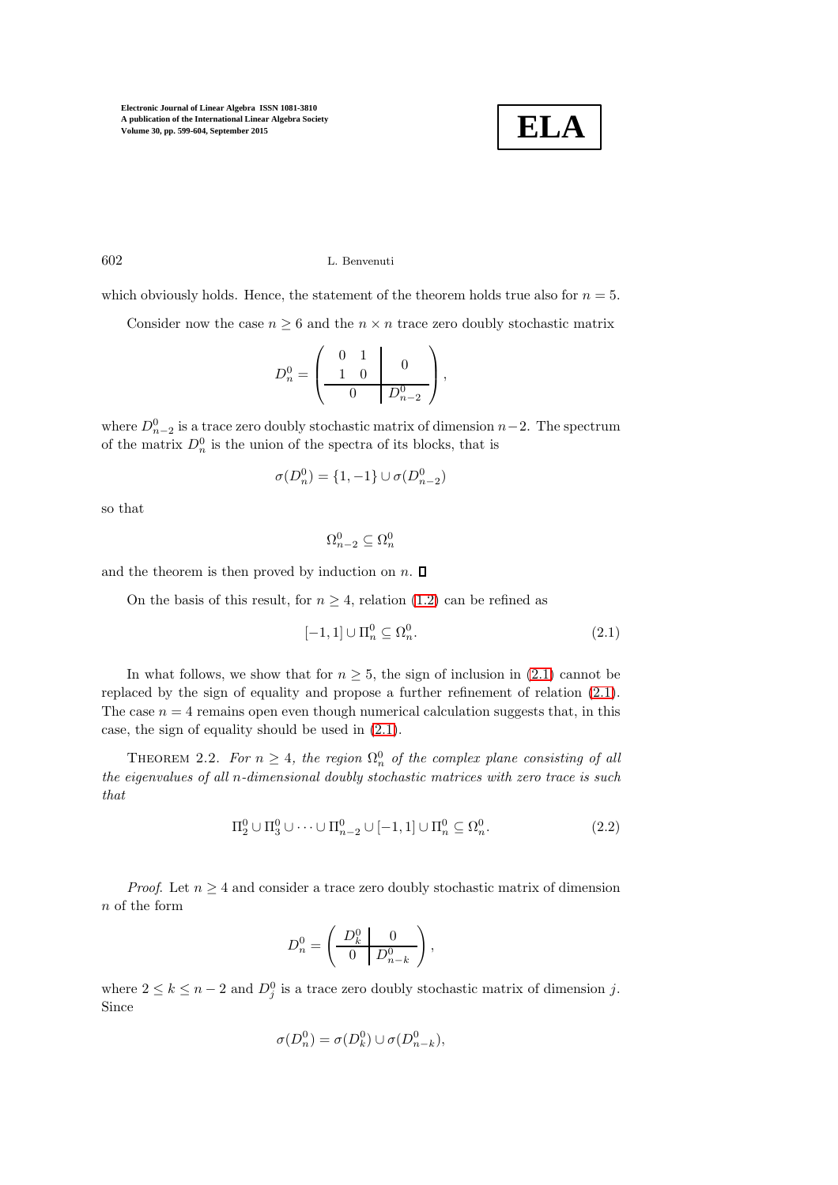which obviously holds. Hence, the statement of the theorem holds true also for $n = 5$.

Consider now the case $n \geq 6$ and the $n \times n$ trace zero doubly stochastic matrix

$$D_n^0 = \left( \begin{array}{cc|c} 0 & 1 & \multirow{2}{*}{0} \\ 1 & 0 & \\ \hline \multicolumn{2}{c|}{0} & D_{n-2}^0 \end{array} \right),$$

where $D_{n-2}^0$ is a trace zero doubly stochastic matrix of dimension $n-2$. The spectrum of the matrix $D_n^0$ is the union of the spectra of its blocks, that is

$$\sigma(D_n^0) = \{1, -1\} \cup \sigma(D_{n-2}^0)$$

so that

$$\Omega_{n-2}^0 \subseteq \Omega_n^0$$

and the theorem is then proved by induction on $n$. $\square$

On the basis of this result, for $n \geq 4$, relation (1.2) can be refined as

$$[-1, 1] \cup \Pi_n^0 \subseteq \Omega_n^0. \tag{2.1}$$

In what follows, we show that for $n \geq 5$, the sign of inclusion in (2.1) cannot be replaced by the sign of equality and propose a further refinement of relation (2.1). The case $n = 4$ remains open even though numerical calculation suggests that, in this case, the sign of equality should be used in (2.1).

Theorem 2.2. *For $n \geq 4$, the region $\Omega_n^0$ of the complex plane consisting of all the eigenvalues of all $n$-dimensional doubly stochastic matrices with zero trace is such that*

$$\Pi_2^0 \cup \Pi_3^0 \cup \cdots \cup \Pi_{n-2}^0 \cup [-1, 1] \cup \Pi_n^0 \subseteq \Omega_n^0. \tag{2.2}$$

*Proof.* Let $n \geq 4$ and consider a trace zero doubly stochastic matrix of dimension $n$ of the form

$$D_n^0 = \left( \begin{array}{c|c} D_k^0 & 0 \\ \hline 0 & D_{n-k}^0 \end{array} \right),$$

where $2 \leq k \leq n-2$ and $D_j^0$ is a trace zero doubly stochastic matrix of dimension $j$. Since

$$\sigma(D_n^0) = \sigma(D_k^0) \cup \sigma(D_{n-k}^0),$$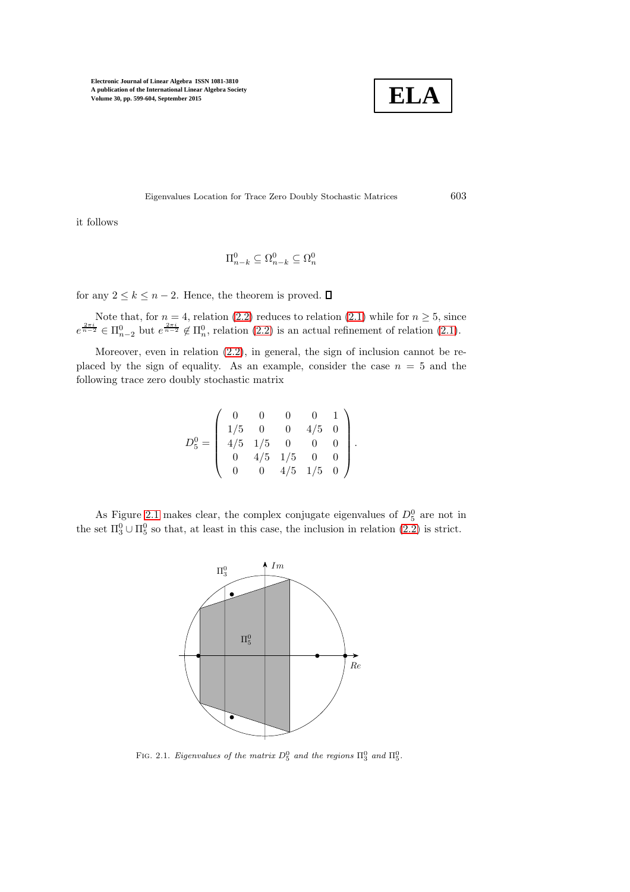it follows

$$\Pi_{n-k}^0 \subseteq \Omega_{n-k}^0 \subseteq \Omega_n^0$$

for any $2 \leq k \leq n-2$. Hence, the theorem is proved. $\square$

Note that, for $n = 4$, relation (2.2) reduces to relation (2.1) while for $n \geq 5$, since $e^{\frac{2\pi i}{n-2}} \in \Pi_{n-2}^0$ but $e^{\frac{2\pi i}{n-2}} \notin \Pi_n^0$, relation (2.2) is an actual refinement of relation (2.1).

Moreover, even in relation (2.2), in general, the sign of inclusion cannot be replaced by the sign of equality. As an example, consider the case $n = 5$ and the following trace zero doubly stochastic matrix

$$D_5^0 = \begin{pmatrix} 0 & 0 & 0 & 0 & 1 \\ 1/5 & 0 & 0 & 4/5 & 0 \\ 4/5 & 1/5 & 0 & 0 & 0 \\ 0 & 4/5 & 1/5 & 0 & 0 \\ 0 & 0 & 4/5 & 1/5 & 0 \end{pmatrix}.$$

As Figure 2.1 makes clear, the complex conjugate eigenvalues of $D_5^0$ are not in the set $\Pi_3^0 \cup \Pi_5^0$ so that, at least in this case, the inclusion in relation (2.2) is strict.

FIG. 2.1. *Eigenvalues of the matrix $D_5^0$ and the regions $\Pi_3^0$ and $\Pi_5^0$.*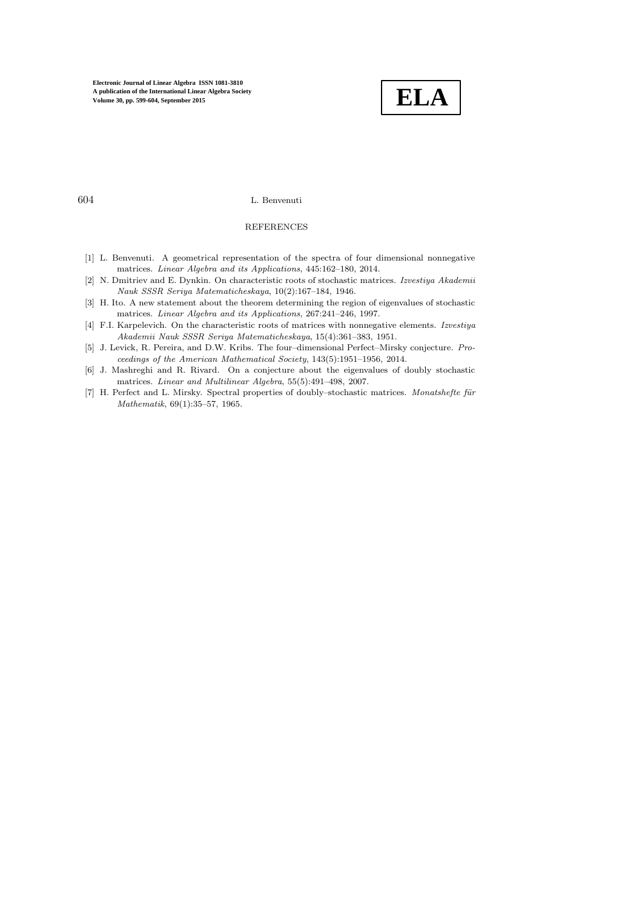## REFERENCES

[1] L. Benvenuti. A geometrical representation of the spectra of four dimensional nonnegative matrices. *Linear Algebra and its Applications*, 445:162–180, 2014.

[2] N. Dmitriev and E. Dynkin. On characteristic roots of stochastic matrices. *Izvestiya Akademii Nauk SSSR Seriya Matematicheskaya*, 10(2):167–184, 1946.

[3] H. Ito. A new statement about the theorem determining the region of eigenvalues of stochastic matrices. *Linear Algebra and its Applications*, 267:241–246, 1997.

[4] F.I. Karpelevich. On the characteristic roots of matrices with nonnegative elements. *Izvestiya Akademii Nauk SSSR Seriya Matematicheskaya*, 15(4):361–383, 1951.

[5] J. Levick, R. Pereira, and D.W. Kribs. The four–dimensional Perfect–Mirsky conjecture. *Proceedings of the American Mathematical Society*, 143(5):1951–1956, 2014.

[6] J. Mashreghi and R. Rivard. On a conjecture about the eigenvalues of doubly stochastic matrices. *Linear and Multilinear Algebra*, 55(5):491–498, 2007.

[7] H. Perfect and L. Mirsky. Spectral properties of doubly–stochastic matrices. *Monatshefte für Mathematik*, 69(1):35–57, 1965.